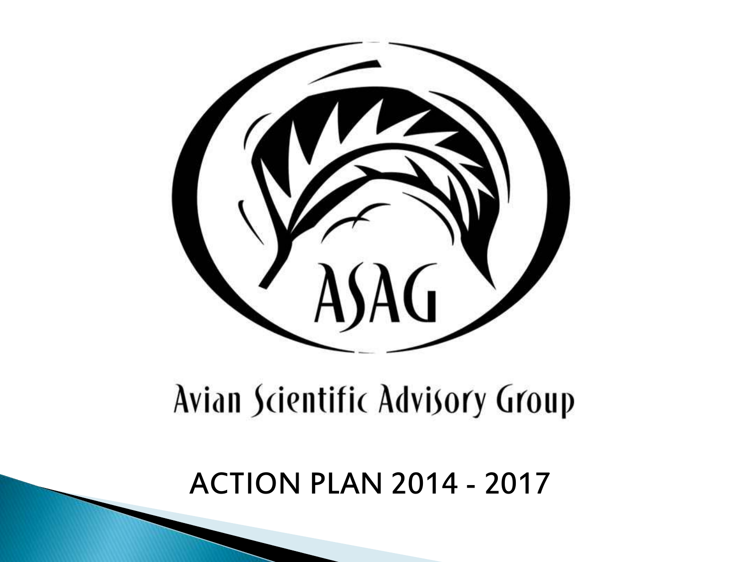ASAG

Avian Scientific Advisory Group

# ACTION PLAN 2014 - 2017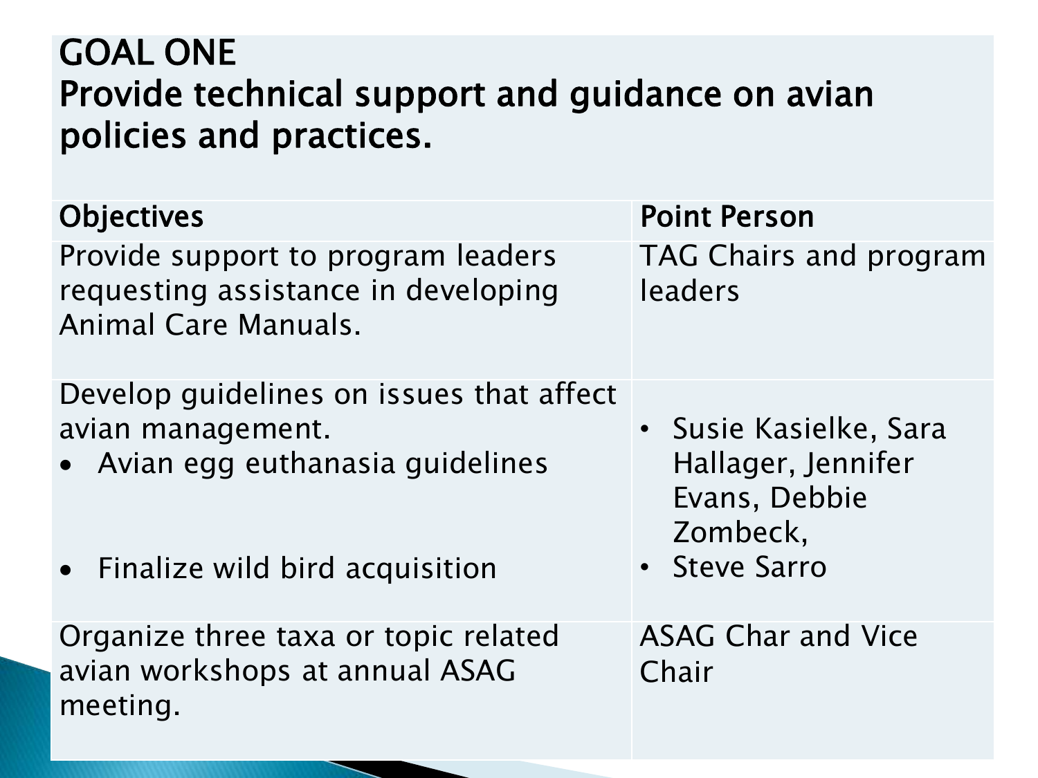# GOAL ONE
# Provide technical support and guidance on avian policies and practices.

| Objectives | Point Person |
|---|---|
| Provide support to program leaders requesting assistance in developing Animal Care Manuals. | TAG Chairs and program leaders |
| Develop guidelines on issues that affect avian management.<br>• Avian egg euthanasia guidelines<br><br>• Finalize wild bird acquisition | • Susie Kasielke, Sara Hallager, Jennifer Evans, Debbie Zombeck,<br>• Steve Sarro |
| Organize three taxa or topic related avian workshops at annual ASAG meeting. | ASAG Char and Vice Chair |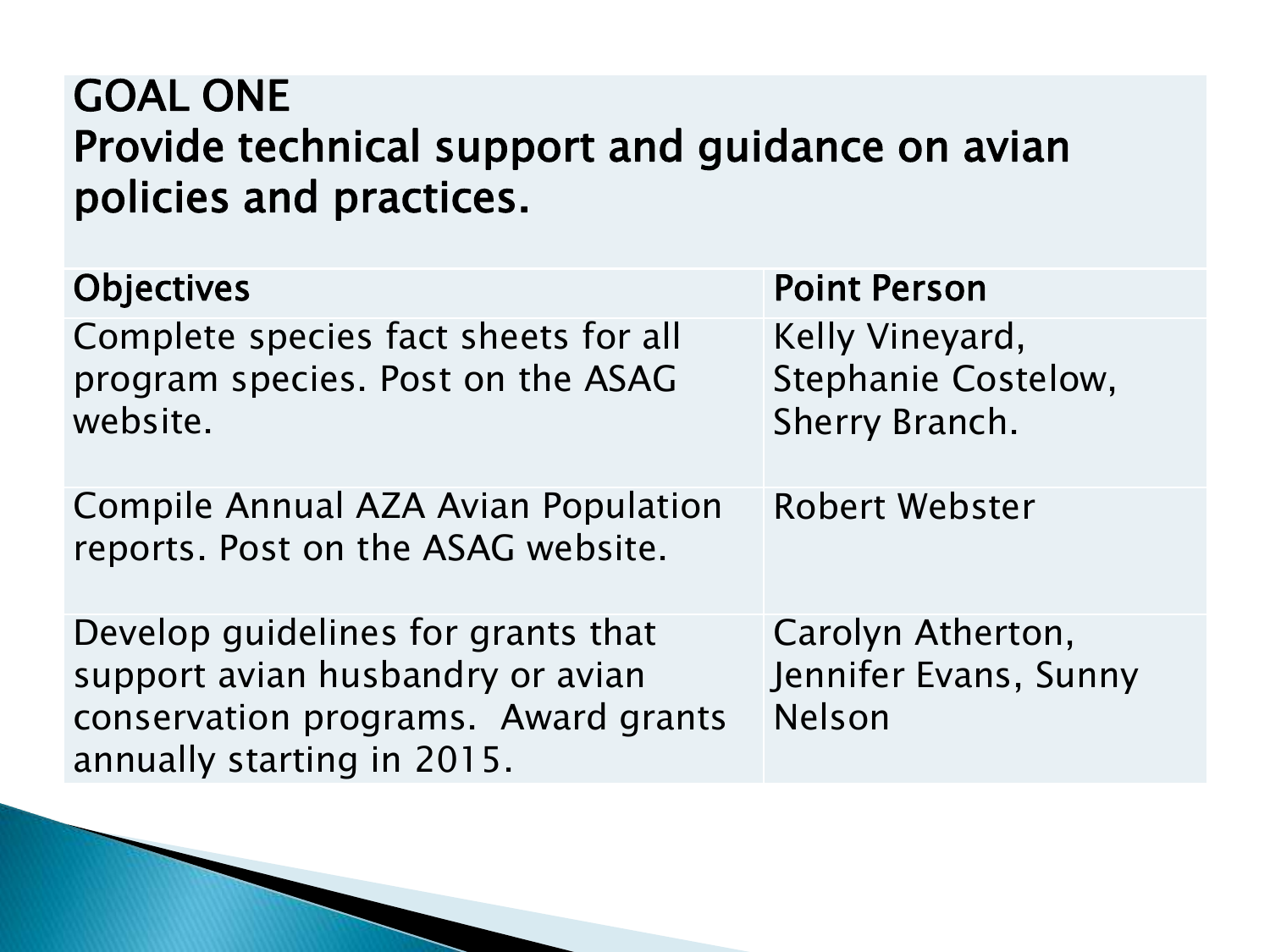## GOAL ONE
## Provide technical support and guidance on avian policies and practices.

| Objectives | Point Person |
|---|---|
| Complete species fact sheets for all program species. Post on the ASAG website. | Kelly Vineyard, Stephanie Costelow, Sherry Branch. |
| Compile Annual AZA Avian Population reports. Post on the ASAG website. | Robert Webster |
| Develop guidelines for grants that support avian husbandry or avian conservation programs. Award grants annually starting in 2015. | Carolyn Atherton, Jennifer Evans, Sunny Nelson |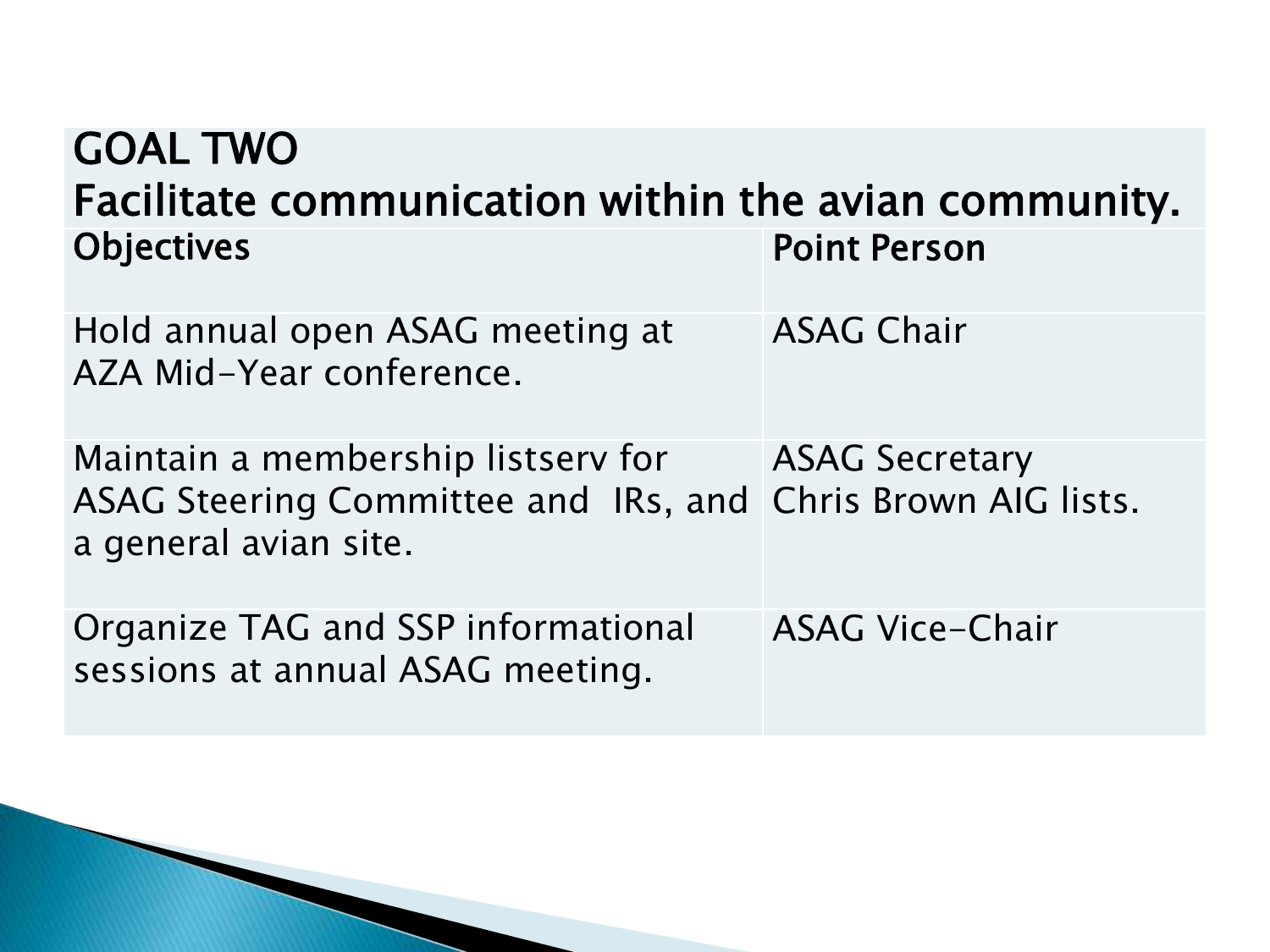## GOAL TWO

## Facilitate communication within the avian community.

| Objectives | Point Person |
|---|---|
| Hold annual open ASAG meeting at AZA Mid-Year conference. | ASAG Chair |
| Maintain a membership listserv for ASAG Steering Committee and IRs, and a general avian site. | ASAG Secretary Chris Brown AIG lists. |
| Organize TAG and SSP informational sessions at annual ASAG meeting. | ASAG Vice-Chair |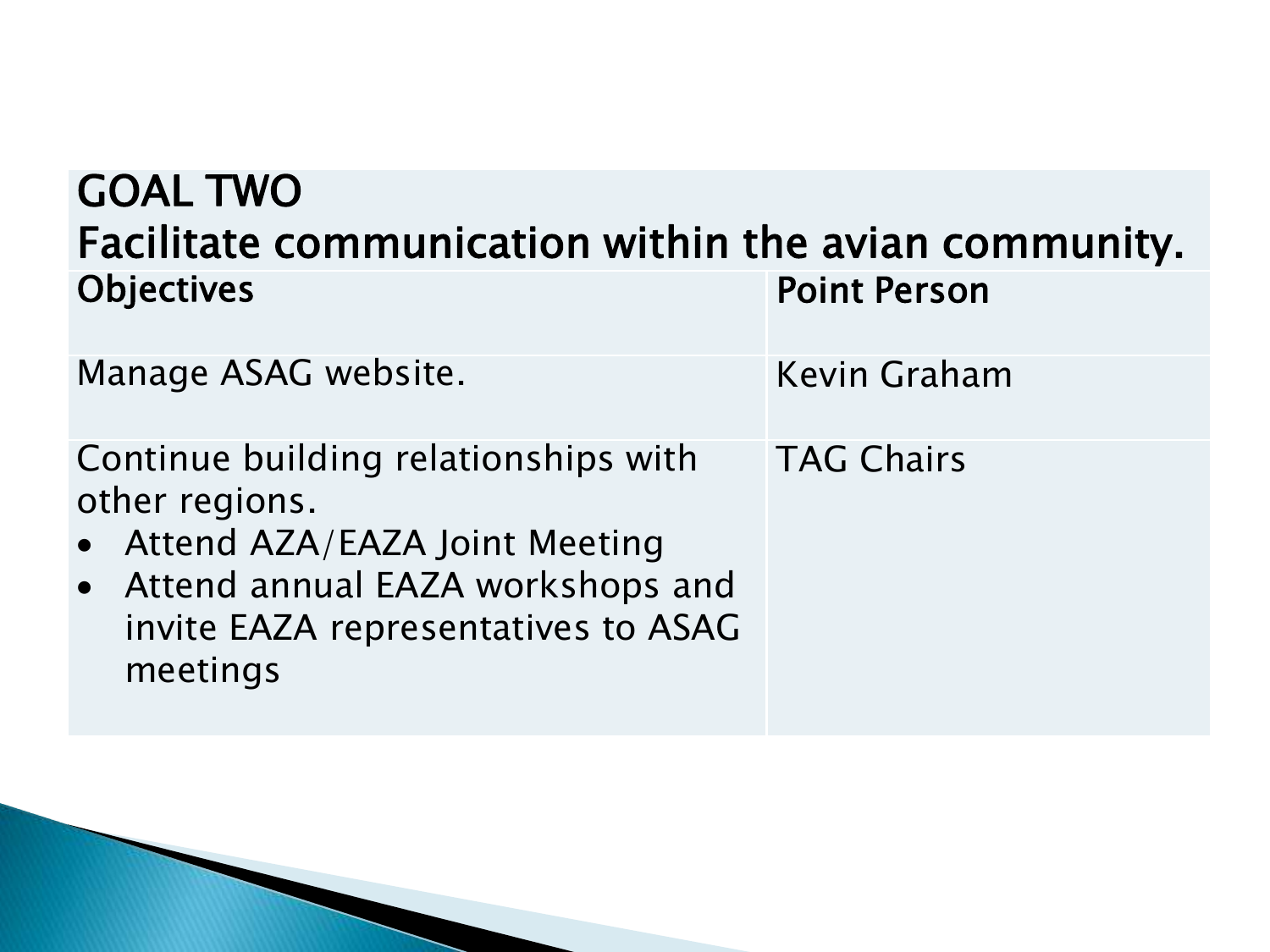## GOAL TWO
## Facilitate communication within the avian community.

| Objectives | Point Person |
| --- | --- |
| Manage ASAG website. | Kevin Graham |
| Continue building relationships with other regions.<br>• Attend AZA/EAZA Joint Meeting<br>• Attend annual EAZA workshops and invite EAZA representatives to ASAG meetings | TAG Chairs |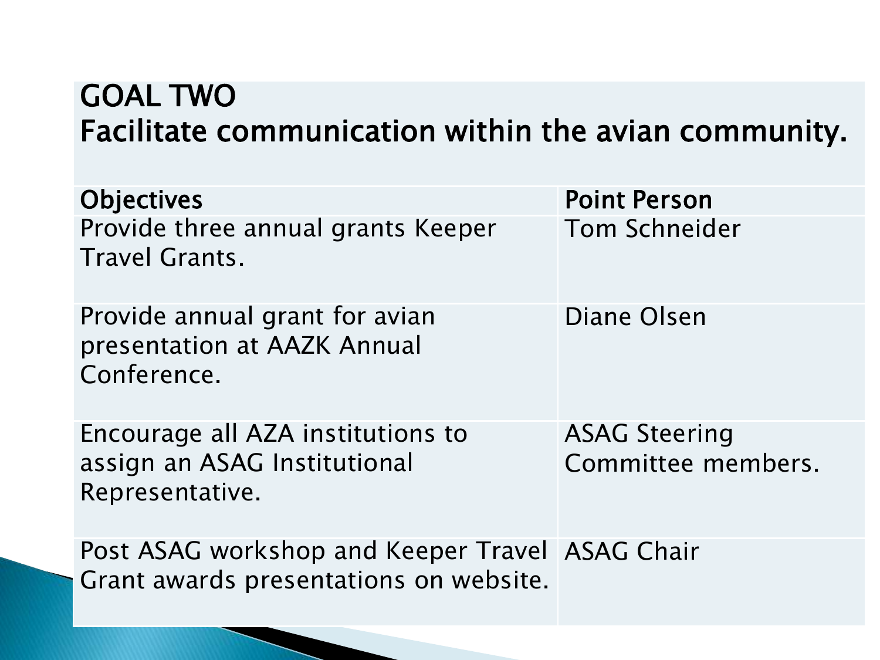# GOAL TWO
## Facilitate communication within the avian community.

| Objectives | Point Person |
| --- | --- |
| Provide three annual grants Keeper Travel Grants. | Tom Schneider |
| Provide annual grant for avian presentation at AAZK Annual Conference. | Diane Olsen |
| Encourage all AZA institutions to assign an ASAG Institutional Representative. | ASAG Steering Committee members. |
| Post ASAG workshop and Keeper Travel Grant awards presentations on website. | ASAG Chair |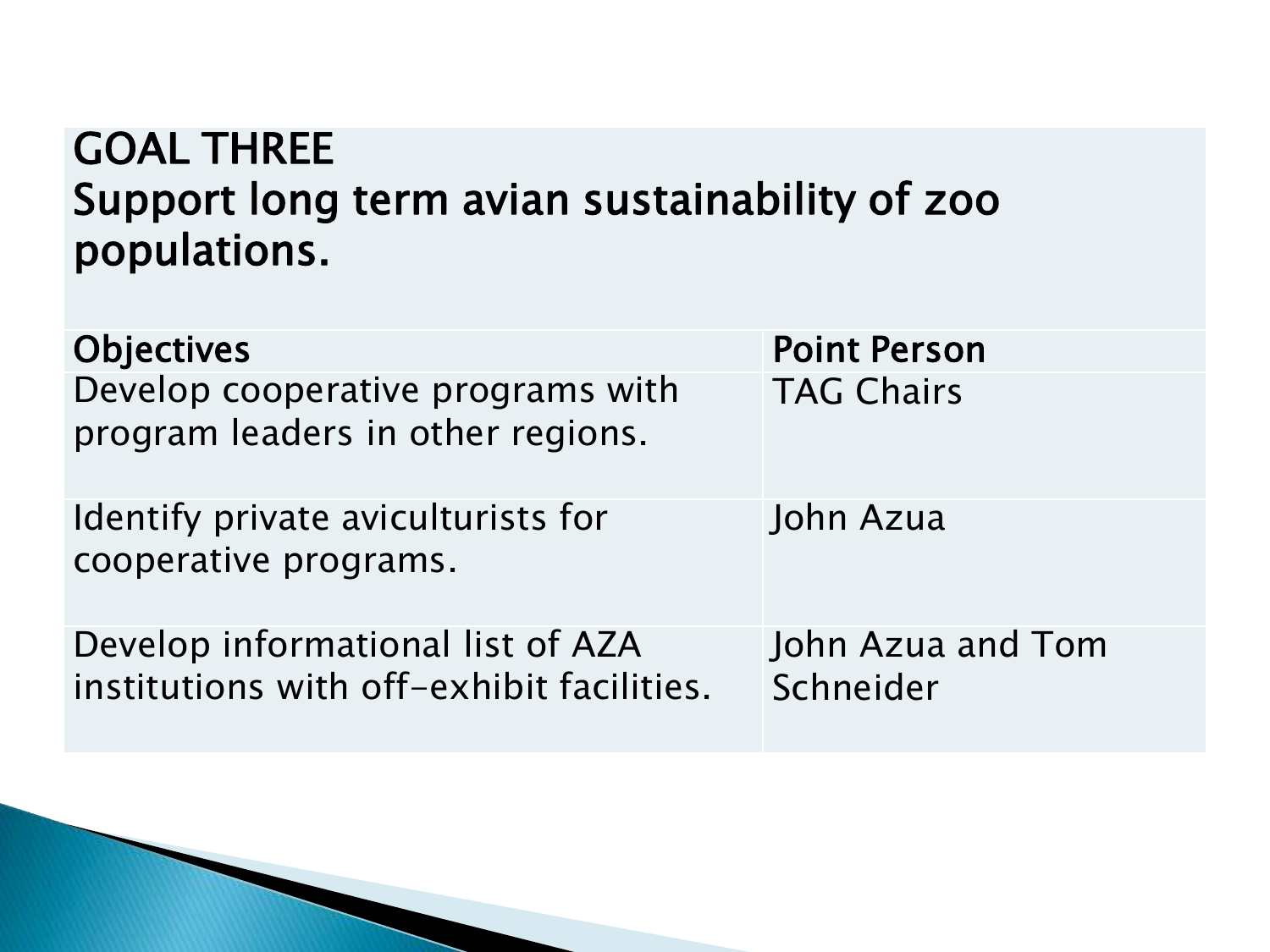## GOAL THREE
## Support long term avian sustainability of zoo populations.

| Objectives | Point Person |
| --- | --- |
| Develop cooperative programs with program leaders in other regions. | TAG Chairs |
| Identify private aviculturists for cooperative programs. | John Azua |
| Develop informational list of AZA institutions with off-exhibit facilities. | John Azua and Tom Schneider |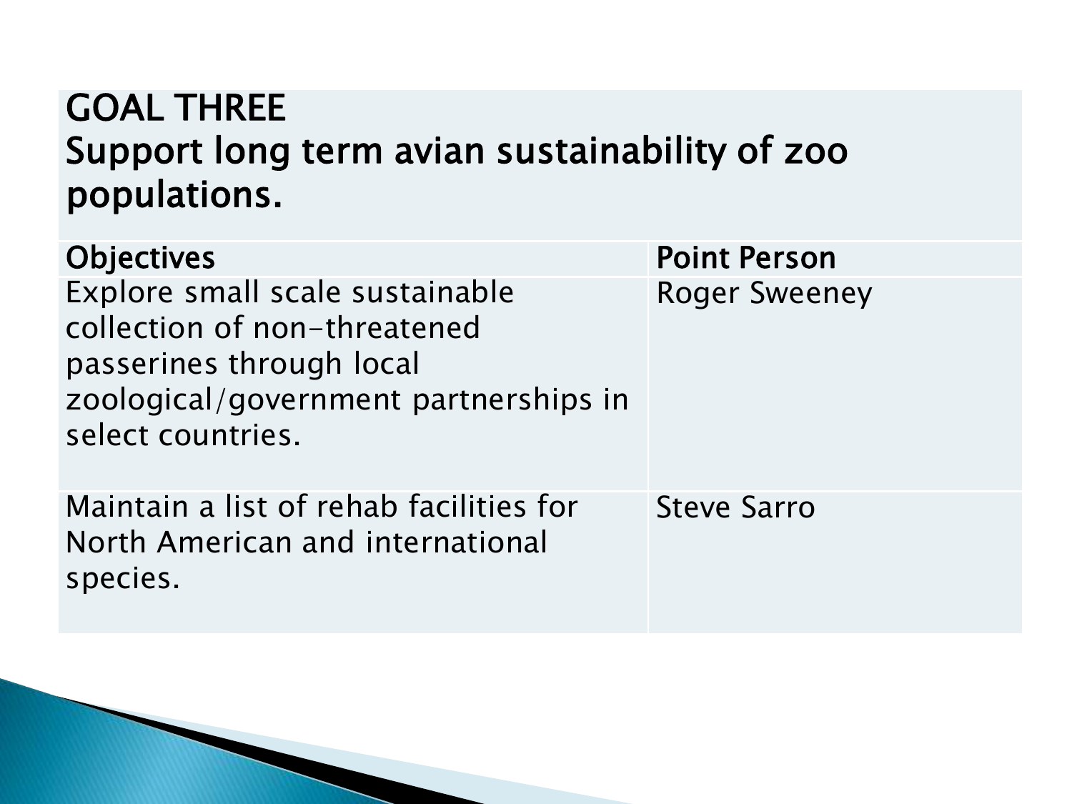## GOAL THREE
## Support long term avian sustainability of zoo populations.

| Objectives | Point Person |
| --- | --- |
| Explore small scale sustainable collection of non-threatened passerines through local zoological/government partnerships in select countries. | Roger Sweeney |
| Maintain a list of rehab facilities for North American and international species. | Steve Sarro |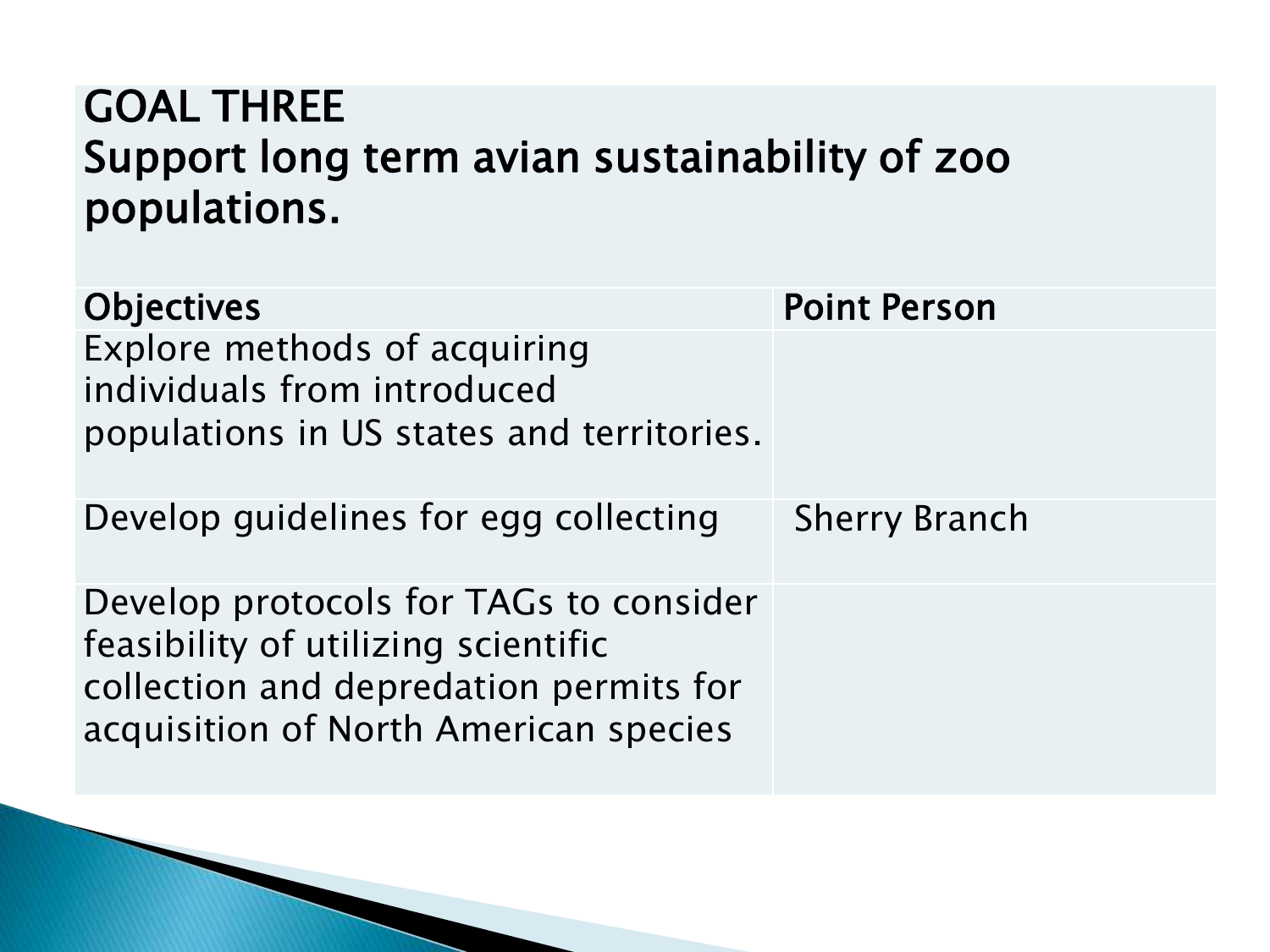# GOAL THREE
## Support long term avian sustainability of zoo populations.

| Objectives | Point Person |
| --- | --- |
| Explore methods of acquiring individuals from introduced populations in US states and territories. | |
| Develop guidelines for egg collecting | Sherry Branch |
| Develop protocols for TAGs to consider feasibility of utilizing scientific collection and depredation permits for acquisition of North American species | |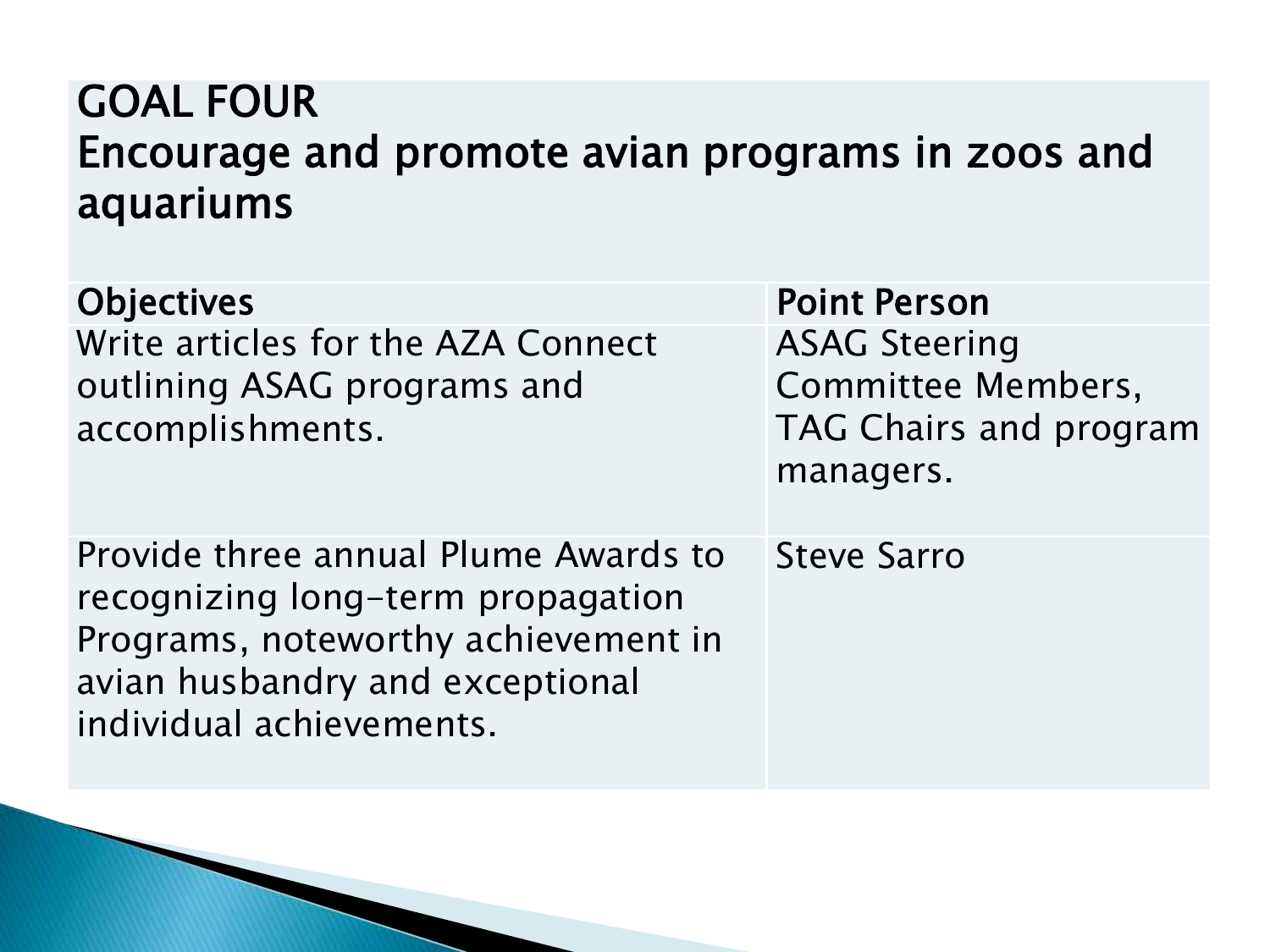# GOAL FOUR
## Encourage and promote avian programs in zoos and aquariums

| Objectives | Point Person |
| --- | --- |
| Write articles for the AZA Connect outlining ASAG programs and accomplishments. | ASAG Steering Committee Members, TAG Chairs and program managers. |
| Provide three annual Plume Awards to recognizing long-term propagation Programs, noteworthy achievement in avian husbandry and exceptional individual achievements. | Steve Sarro |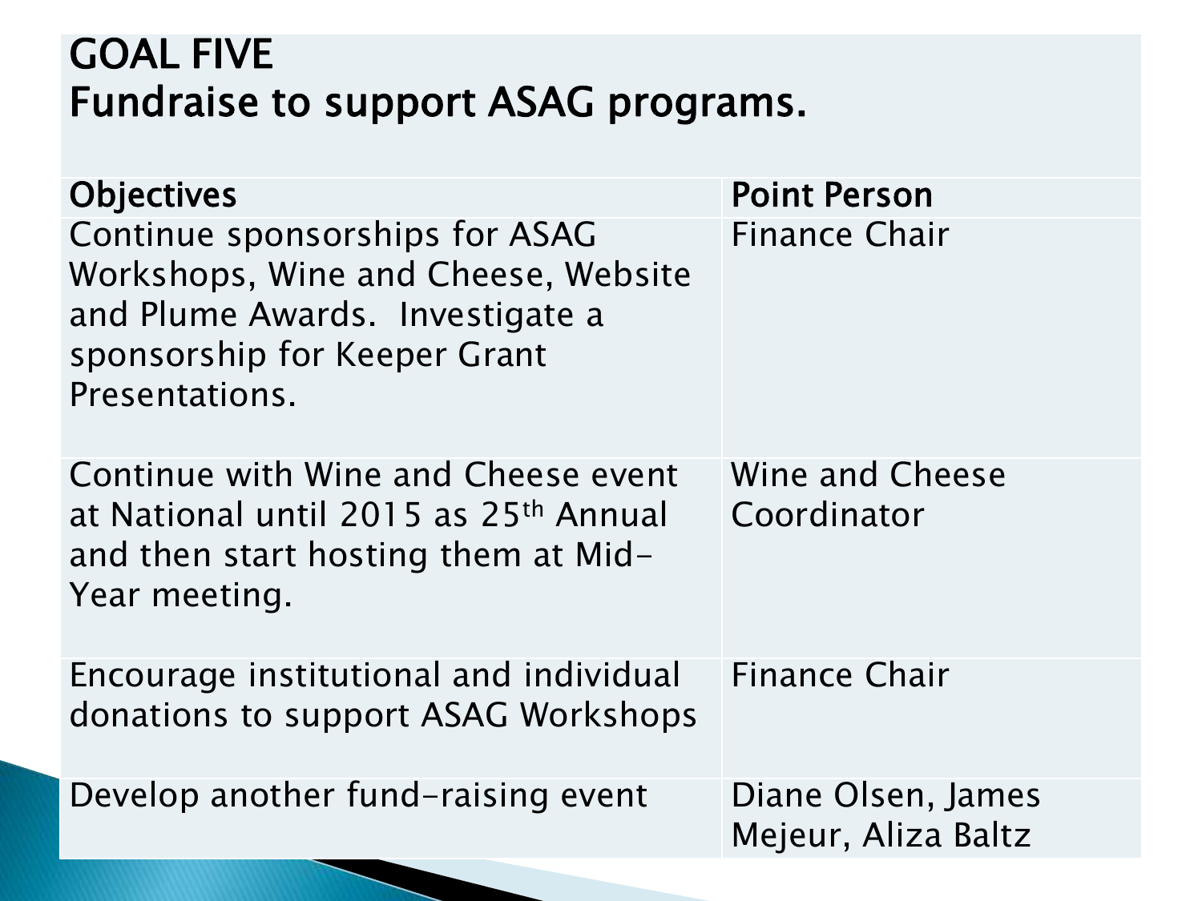# GOAL FIVE
# Fundraise to support ASAG programs.

| Objectives | Point Person |
| --- | --- |
| Continue sponsorships for ASAG Workshops, Wine and Cheese, Website and Plume Awards. Investigate a sponsorship for Keeper Grant Presentations. | Finance Chair |
| Continue with Wine and Cheese event at National until 2015 as 25th Annual and then start hosting them at Mid-Year meeting. | Wine and Cheese Coordinator |
| Encourage institutional and individual donations to support ASAG Workshops | Finance Chair |
| Develop another fund-raising event | Diane Olsen, James Mejeur, Aliza Baltz |